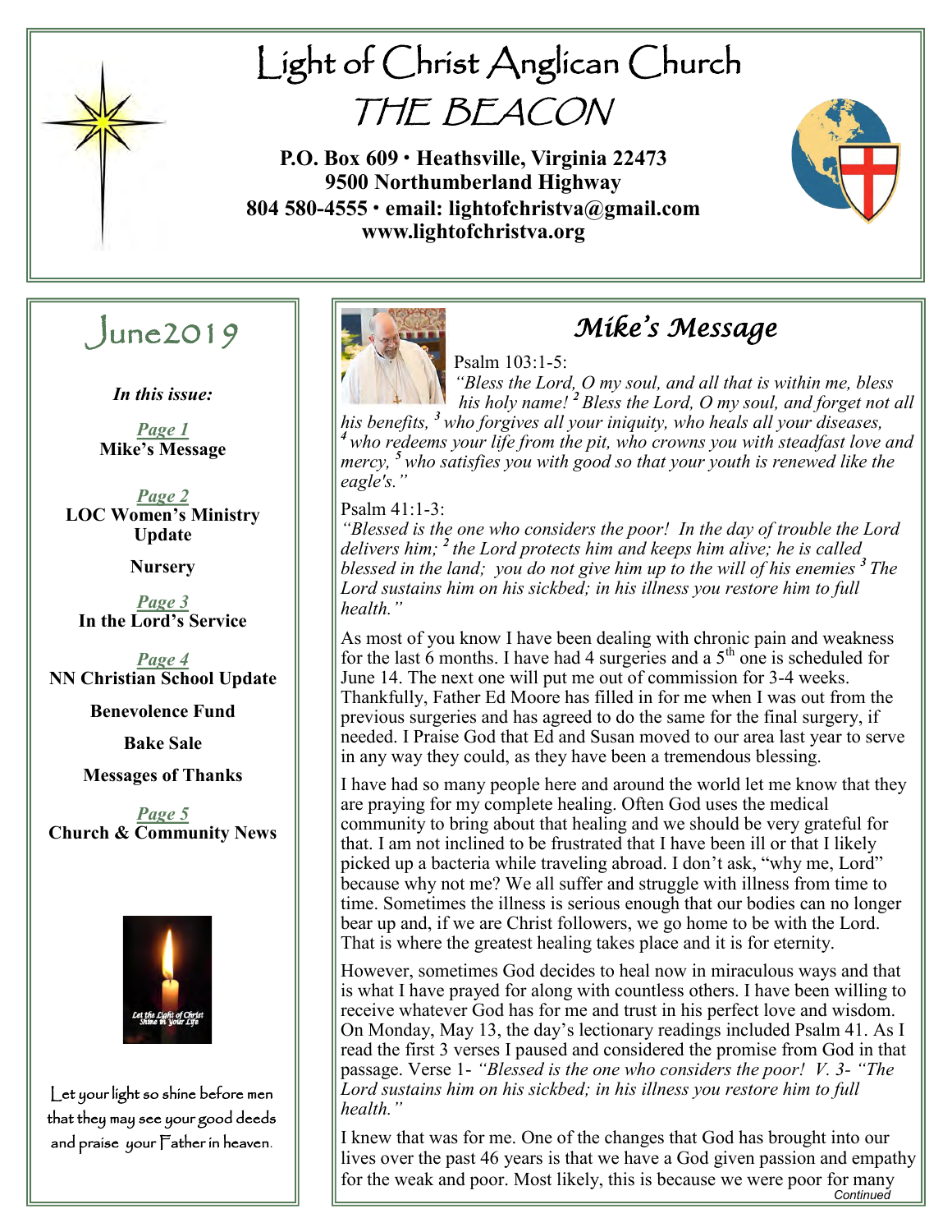# Light of Christ Anglican Church

# THE BEACON

**P.O. Box 609 · Heathsville, Virginia 22473**
**9500 Northumberland Highway**
**804 580-4555 · email: lightofchristva@gmail.com**
**www.lightofchristva.org**

## June2019

***In this issue:***

*Page 1*
**Mike's Message**

*Page 2*
**LOC Women's Ministry Update**

**Nursery**

*Page 3*
**In the Lord's Service**

*Page 4*
**NN Christian School Update**

**Benevolence Fund**

**Bake Sale**

**Messages of Thanks**

*Page 5*
**Church & Community News**

Let the Light of Christ Shine in Your Life

Let your light so shine before men that they may see your good deeds and praise your Father in heaven.

## *Mike's Message*

Psalm 103:1-5:

*"Bless the Lord, O my soul, and all that is within me, bless his holy name! [2] Bless the Lord, O my soul, and forget not all his benefits, [3] who forgives all your iniquity, who heals all your diseases, [4] who redeems your life from the pit, who crowns you with steadfast love and mercy, [5] who satisfies you with good so that your youth is renewed like the eagle's."*

Psalm 41:1-3:

*"Blessed is the one who considers the poor! In the day of trouble the Lord delivers him; [2] the Lord protects him and keeps him alive; he is called blessed in the land; you do not give him up to the will of his enemies [3] The Lord sustains him on his sickbed; in his illness you restore him to full health."*

As most of you know I have been dealing with chronic pain and weakness for the last 6 months. I have had 4 surgeries and a 5th one is scheduled for June 14. The next one will put me out of commission for 3-4 weeks. Thankfully, Father Ed Moore has filled in for me when I was out from the previous surgeries and has agreed to do the same for the final surgery, if needed. I Praise God that Ed and Susan moved to our area last year to serve in any way they could, as they have been a tremendous blessing.

I have had so many people here and around the world let me know that they are praying for my complete healing. Often God uses the medical community to bring about that healing and we should be very grateful for that. I am not inclined to be frustrated that I have been ill or that I likely picked up a bacteria while traveling abroad. I don't ask, "why me, Lord" because why not me? We all suffer and struggle with illness from time to time. Sometimes the illness is serious enough that our bodies can no longer bear up and, if we are Christ followers, we go home to be with the Lord. That is where the greatest healing takes place and it is for eternity.

However, sometimes God decides to heal now in miraculous ways and that is what I have prayed for along with countless others. I have been willing to receive whatever God has for me and trust in his perfect love and wisdom. On Monday, May 13, the day's lectionary readings included Psalm 41. As I read the first 3 verses I paused and considered the promise from God in that passage. Verse 1- *"Blessed is the one who considers the poor! V. 3- "The Lord sustains him on his sickbed; in his illness you restore him to full health."*

I knew that was for me. One of the changes that God has brought into our lives over the past 46 years is that we have a God given passion and empathy for the weak and poor. Most likely, this is because we were poor for many

*Continued*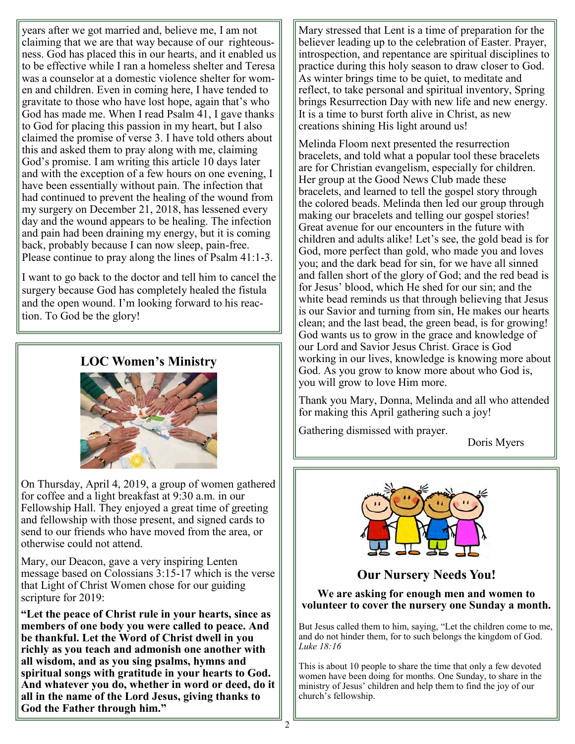years after we got married and, believe me, I am not claiming that we are that way because of our righteousness. God has placed this in our hearts, and it enabled us to be effective while I ran a homeless shelter and Teresa was a counselor at a domestic violence shelter for women and children. Even in coming here, I have tended to gravitate to those who have lost hope, again that's who God has made me. When I read Psalm 41, I gave thanks to God for placing this passion in my heart, but I also claimed the promise of verse 3. I have told others about this and asked them to pray along with me, claiming God's promise. I am writing this article 10 days later and with the exception of a few hours on one evening, I have been essentially without pain. The infection that had continued to prevent the healing of the wound from my surgery on December 21, 2018, has lessened every day and the wound appears to be healing. The infection and pain had been draining my energy, but it is coming back, probably because I can now sleep, pain-free. Please continue to pray along the lines of Psalm 41:1-3.

I want to go back to the doctor and tell him to cancel the surgery because God has completely healed the fistula and the open wound. I'm looking forward to his reaction. To God be the glory!

## LOC Women's Ministry

On Thursday, April 4, 2019, a group of women gathered for coffee and a light breakfast at 9:30 a.m. in our Fellowship Hall. They enjoyed a great time of greeting and fellowship with those present, and signed cards to send to our friends who have moved from the area, or otherwise could not attend.

Mary, our Deacon, gave a very inspiring Lenten message based on Colossians 3:15-17 which is the verse that Light of Christ Women chose for our guiding scripture for 2019:

**"Let the peace of Christ rule in your hearts, since as members of one body you were called to peace. And be thankful. Let the Word of Christ dwell in you richly as you teach and admonish one another with all wisdom, and as you sing psalms, hymns and spiritual songs with gratitude in your hearts to God. And whatever you do, whether in word or deed, do it all in the name of the Lord Jesus, giving thanks to God the Father through him."**

Mary stressed that Lent is a time of preparation for the believer leading up to the celebration of Easter. Prayer, introspection, and repentance are spiritual disciplines to practice during this holy season to draw closer to God. As winter brings time to be quiet, to meditate and reflect, to take personal and spiritual inventory, Spring brings Resurrection Day with new life and new energy. It is a time to burst forth alive in Christ, as new creations shining His light around us!

Melinda Floom next presented the resurrection bracelets, and told what a popular tool these bracelets are for Christian evangelism, especially for children. Her group at the Good News Club made these bracelets, and learned to tell the gospel story through the colored beads. Melinda then led our group through making our bracelets and telling our gospel stories! Great avenue for our encounters in the future with children and adults alike! Let's see, the gold bead is for God, more perfect than gold, who made you and loves you; and the dark bead for sin, for we have all sinned and fallen short of the glory of God; and the red bead is for Jesus' blood, which He shed for our sin; and the white bead reminds us that through believing that Jesus is our Savior and turning from sin, He makes our hearts clean; and the last bead, the green bead, is for growing! God wants us to grow in the grace and knowledge of our Lord and Savior Jesus Christ. Grace is God working in our lives, knowledge is knowing more about God. As you grow to know more about who God is, you will grow to love Him more.

Thank you Mary, Donna, Melinda and all who attended for making this April gathering such a joy!

Gathering dismissed with prayer.

Doris Myers

## Our Nursery Needs You!

**We are asking for enough men and women to volunteer to cover the nursery one Sunday a month.**

But Jesus called them to him, saying, "Let the children come to me, and do not hinder them, for to such belongs the kingdom of God. *Luke 18:16*

This is about 10 people to share the time that only a few devoted women have been doing for months. One Sunday, to share in the ministry of Jesus' children and help them to find the joy of our church's fellowship.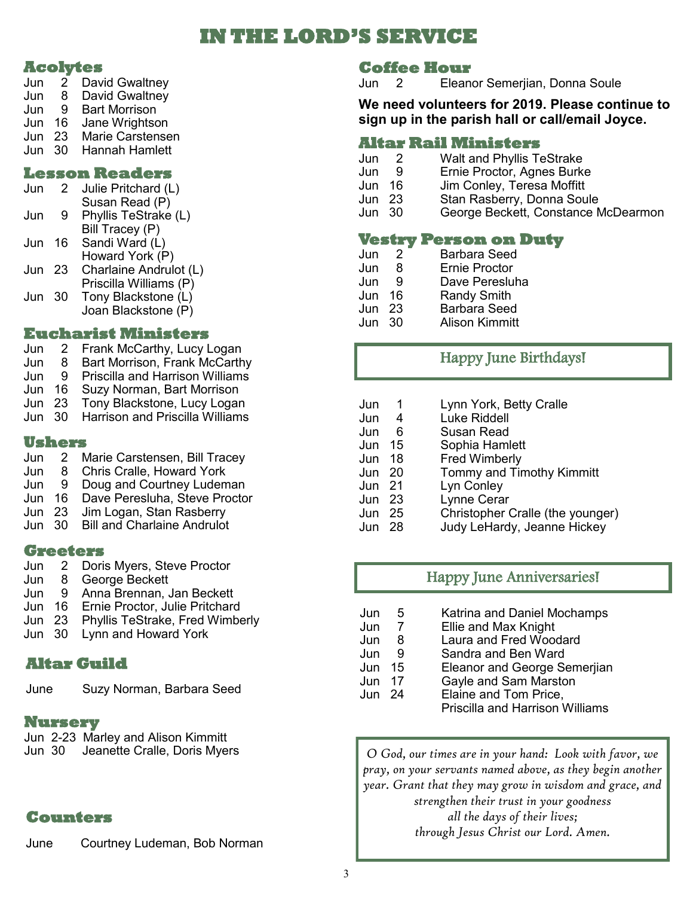# IN THE LORD'S SERVICE

## Acolytes

| | |
|---|---|
| Jun 2 | David Gwaltney |
| Jun 8 | David Gwaltney |
| Jun 9 | Bart Morrison |
| Jun 16 | Jane Wrightson |
| Jun 23 | Marie Carstensen |
| Jun 30 | Hannah Hamlett |

## Lesson Readers

| | |
|---|---|
| Jun 2 | Julie Pritchard (L)<br>Susan Read (P) |
| Jun 9 | Phyllis TeStrake (L)<br>Bill Tracey (P) |
| Jun 16 | Sandi Ward (L)<br>Howard York (P) |
| Jun 23 | Charlaine Andrulot (L)<br>Priscilla Williams (P) |
| Jun 30 | Tony Blackstone (L)<br>Joan Blackstone (P) |

## Eucharist Ministers

| | |
|---|---|
| Jun 2 | Frank McCarthy, Lucy Logan |
| Jun 8 | Bart Morrison, Frank McCarthy |
| Jun 9 | Priscilla and Harrison Williams |
| Jun 16 | Suzy Norman, Bart Morrison |
| Jun 23 | Tony Blackstone, Lucy Logan |
| Jun 30 | Harrison and Priscilla Williams |

## Ushers

| | |
|---|---|
| Jun 2 | Marie Carstensen, Bill Tracey |
| Jun 8 | Chris Cralle, Howard York |
| Jun 9 | Doug and Courtney Ludeman |
| Jun 16 | Dave Peresluha, Steve Proctor |
| Jun 23 | Jim Logan, Stan Rasberry |
| Jun 30 | Bill and Charlaine Andrulot |

## Greeters

| | |
|---|---|
| Jun 2 | Doris Myers, Steve Proctor |
| Jun 8 | George Beckett |
| Jun 9 | Anna Brennan, Jan Beckett |
| Jun 16 | Ernie Proctor, Julie Pritchard |
| Jun 23 | Phyllis TeStrake, Fred Wimberly |
| Jun 30 | Lynn and Howard York |

## Altar Guild

June Suzy Norman, Barbara Seed

## Nursery

| | |
|---|---|
| Jun 2-23 | Marley and Alison Kimmitt |
| Jun 30 | Jeanette Cralle, Doris Myers |

## Counters

June Courtney Ludeman, Bob Norman

## Coffee Hour

Jun 2 Eleanor Semerjian, Donna Soule

**We need volunteers for 2019. Please continue to sign up in the parish hall or call/email Joyce.**

## Altar Rail Ministers

| | |
|---|---|
| Jun 2 | Walt and Phyllis TeStrake |
| Jun 9 | Ernie Proctor, Agnes Burke |
| Jun 16 | Jim Conley, Teresa Moffitt |
| Jun 23 | Stan Rasberry, Donna Soule |
| Jun 30 | George Beckett, Constance McDearmon |

## Vestry Person on Duty

| | |
|---|---|
| Jun 2 | Barbara Seed |
| Jun 8 | Ernie Proctor |
| Jun 9 | Dave Peresluha |
| Jun 16 | Randy Smith |
| Jun 23 | Barbara Seed |
| Jun 30 | Alison Kimmitt |

## Happy June Birthdays!

| | |
|---|---|
| Jun 1 | Lynn York, Betty Cralle |
| Jun 4 | Luke Riddell |
| Jun 6 | Susan Read |
| Jun 15 | Sophia Hamlett |
| Jun 18 | Fred Wimberly |
| Jun 20 | Tommy and Timothy Kimmitt |
| Jun 21 | Lyn Conley |
| Jun 23 | Lynne Cerar |
| Jun 25 | Christopher Cralle (the younger) |
| Jun 28 | Judy LeHardy, Jeanne Hickey |

## Happy June Anniversaries!

| | |
|---|---|
| Jun 5 | Katrina and Daniel Mochamps |
| Jun 7 | Ellie and Max Knight |
| Jun 8 | Laura and Fred Woodard |
| Jun 9 | Sandra and Ben Ward |
| Jun 15 | Eleanor and George Semerjian |
| Jun 17 | Gayle and Sam Marston |
| Jun 24 | Elaine and Tom Price,<br>Priscilla and Harrison Williams |

*O God, our times are in your hand: Look with favor, we pray, on your servants named above, as they begin another year. Grant that they may grow in wisdom and grace, and strengthen their trust in your goodness all the days of their lives; through Jesus Christ our Lord. Amen.*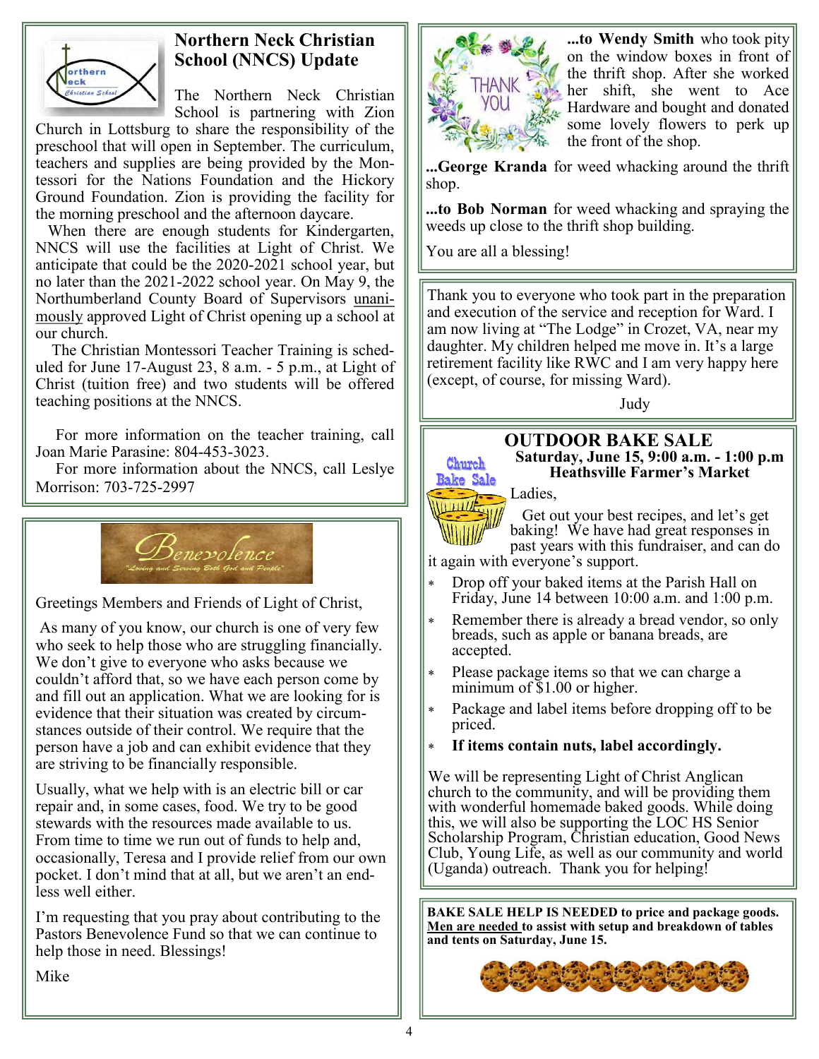## Northern Neck Christian School (NNCS) Update

The Northern Neck Christian School is partnering with Zion Church in Lottsburg to share the responsibility of the preschool that will open in September. The curriculum, teachers and supplies are being provided by the Montessori for the Nations Foundation and the Hickory Ground Foundation. Zion is providing the facility for the morning preschool and the afternoon daycare.

When there are enough students for Kindergarten, NNCS will use the facilities at Light of Christ. We anticipate that could be the 2020-2021 school year, but no later than the 2021-2022 school year. On May 9, the Northumberland County Board of Supervisors unanimously approved Light of Christ opening up a school at our church.

The Christian Montessori Teacher Training is scheduled for June 17-August 23, 8 a.m. - 5 p.m., at Light of Christ (tuition free) and two students will be offered teaching positions at the NNCS.

For more information on the teacher training, call Joan Marie Parasine: 804-453-3023.

For more information about the NNCS, call Leslye Morrison: 703-725-2997

## Benevolence

"Loving and Serving Both God and People"

Greetings Members and Friends of Light of Christ,

As many of you know, our church is one of very few who seek to help those who are struggling financially. We don't give to everyone who asks because we couldn't afford that, so we have each person come by and fill out an application. What we are looking for is evidence that their situation was created by circumstances outside of their control. We require that the person have a job and can exhibit evidence that they are striving to be financially responsible.

Usually, what we help with is an electric bill or car repair and, in some cases, food. We try to be good stewards with the resources made available to us. From time to time we run out of funds to help and, occasionally, Teresa and I provide relief from our own pocket. I don't mind that at all, but we aren't an endless well either.

I'm requesting that you pray about contributing to the Pastors Benevolence Fund so that we can continue to help those in need. Blessings!

Mike

---

THANK YOU

**...to Wendy Smith** who took pity on the window boxes in front of the thrift shop. After she worked her shift, she went to Ace Hardware and bought and donated some lovely flowers to perk up the front of the shop.

**...George Kranda** for weed whacking around the thrift shop.

**...to Bob Norman** for weed whacking and spraying the weeds up close to the thrift shop building.

You are all a blessing!

---

Thank you to everyone who took part in the preparation and execution of the service and reception for Ward. I am now living at "The Lodge" in Crozet, VA, near my daughter. My children helped me move in. It's a large retirement facility like RWC and I am very happy here (except, of course, for missing Ward).

Judy

---

## OUTDOOR BAKE SALE

**Saturday, June 15, 9:00 a.m. - 1:00 p.m**
**Heathsville Farmer's Market**

Church Bake Sale

Ladies,

Get out your best recipes, and let's get baking! We have had great responses in past years with this fundraiser, and can do it again with everyone's support.

- Drop off your baked items at the Parish Hall on Friday, June 14 between 10:00 a.m. and 1:00 p.m.
- Remember there is already a bread vendor, so only breads, such as apple or banana breads, are accepted.
- Please package items so that we can charge a minimum of $1.00 or higher.
- Package and label items before dropping off to be priced.
- **If items contain nuts, label accordingly.**

We will be representing Light of Christ Anglican church to the community, and will be providing them with wonderful homemade baked goods. While doing this, we will also be supporting the LOC HS Senior Scholarship Program, Christian education, Good News Club, Young Life, as well as our community and world (Uganda) outreach. Thank you for helping!

---

**BAKE SALE HELP IS NEEDED to price and package goods. Men are needed to assist with setup and breakdown of tables and tents on Saturday, June 15.**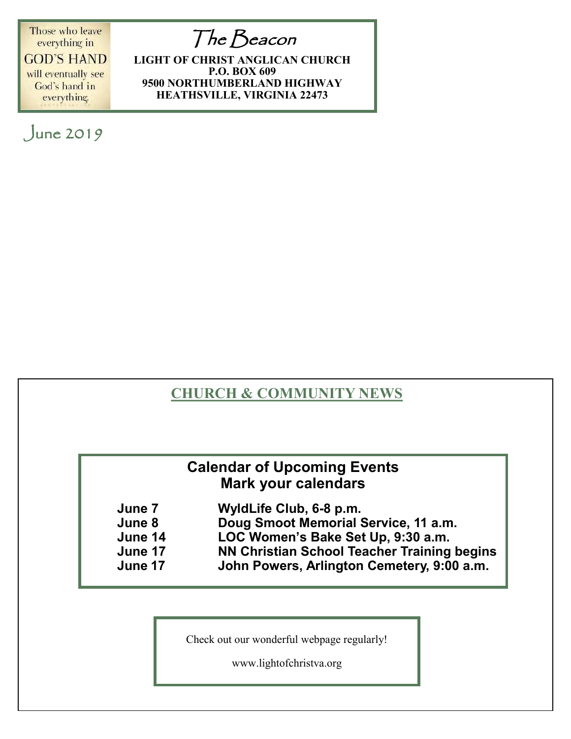Those who leave everything in GOD'S HAND will eventually see God's hand in everything.

# The Beacon

**LIGHT OF CHRIST ANGLICAN CHURCH**
**P.O. BOX 609**
**9500 NORTHUMBERLAND HIGHWAY**
**HEATHSVILLE, VIRGINIA 22473**

June 2019

## CHURCH & COMMUNITY NEWS

### Calendar of Upcoming Events
### Mark your calendars

| | |
|---|---|
| **June 7** | **WyldLife Club, 6-8 p.m.** |
| **June 8** | **Doug Smoot Memorial Service, 11 a.m.** |
| **June 14** | **LOC Women's Bake Set Up, 9:30 a.m.** |
| **June 17** | **NN Christian School Teacher Training begins** |
| **June 17** | **John Powers, Arlington Cemetery, 9:00 a.m.** |

Check out our wonderful webpage regularly!

www.lightofchristva.org